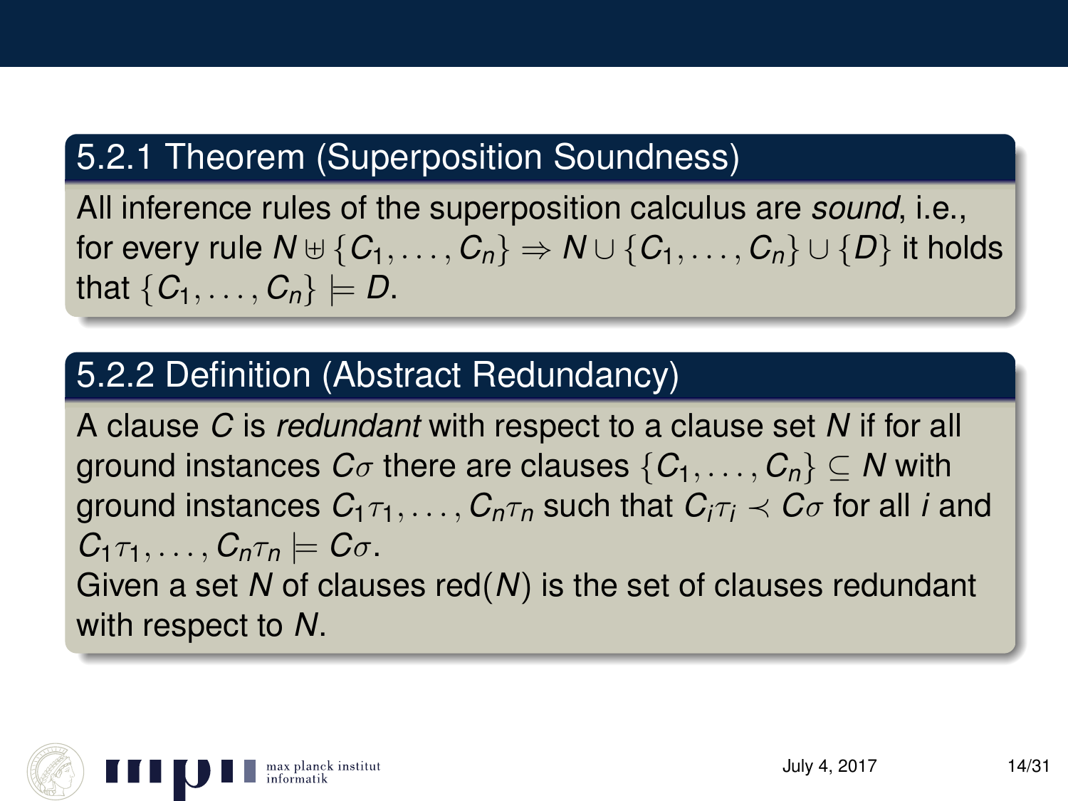## 5.2.1 Theorem (Superposition Soundness)

All inference rules of the superposition calculus are *sound*, i.e., for every rule $N \uplus \{C_1, \ldots, C_n\} \Rightarrow N \cup \{C_1, \ldots, C_n\} \cup \{D\}$ it holds that $\{C_1, \ldots, C_n\} \models D$.

## 5.2.2 Definition (Abstract Redundancy)

A clause $C$ is *redundant* with respect to a clause set $N$ if for all ground instances $C\sigma$ there are clauses $\{C_1, \ldots, C_n\} \subseteq N$ with ground instances $C_1\tau_1, \ldots, C_n\tau_n$ such that $C_i\tau_i \prec C\sigma$ for all $i$ and $C_1\tau_1, \ldots, C_n\tau_n \models C\sigma$.
Given a set $N$ of clauses red($N$) is the set of clauses redundant with respect to $N$.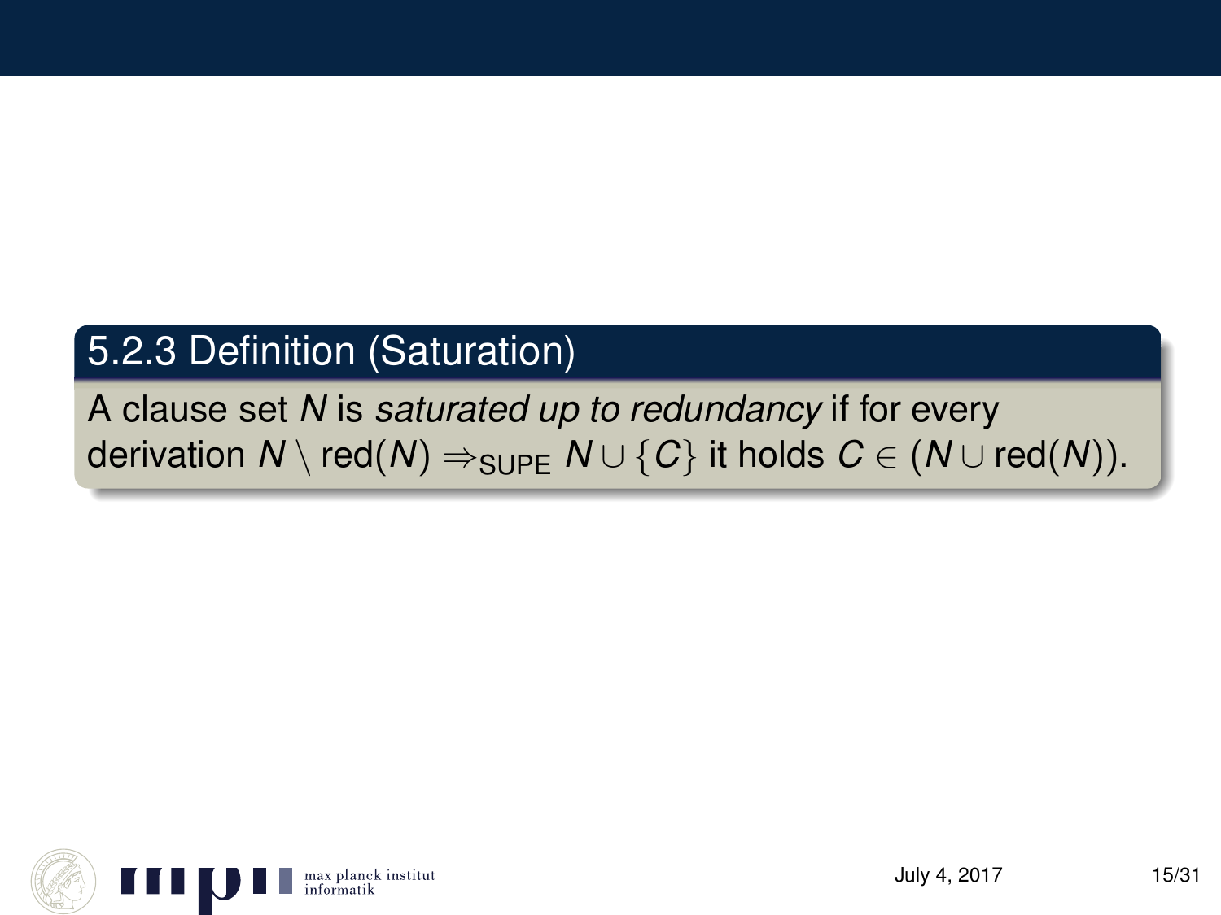### 5.2.3 Definition (Saturation)

A clause set $N$ is *saturated up to redundancy* if for every derivation $N \setminus \text{red}(N) \Rightarrow_{\text{SUPE}} N \cup \{C\}$ it holds $C \in (N \cup \text{red}(N))$.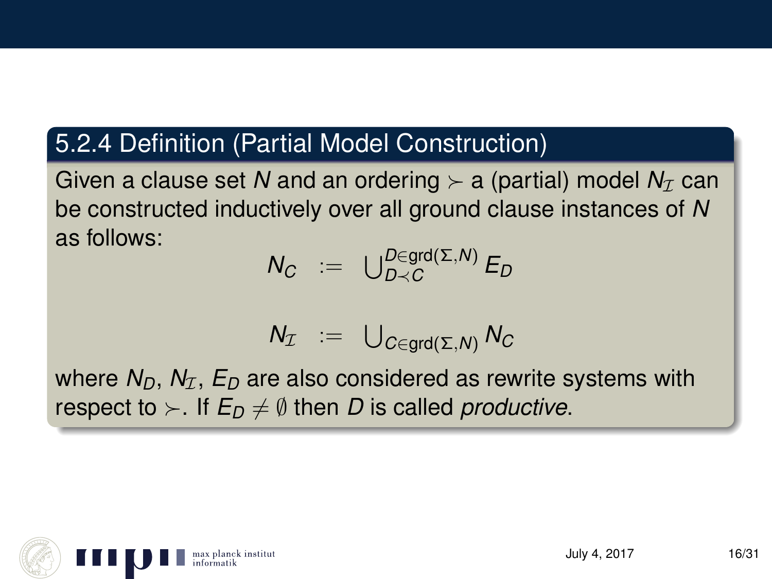### 5.2.4 Definition (Partial Model Construction)

Given a clause set $N$ and an ordering $\succ$ a (partial) model $N_{\mathcal{I}}$ can be constructed inductively over all ground clause instances of $N$ as follows:

$$N_C \quad := \quad \bigcup_{D \prec C}^{D \in \text{grd}(\Sigma, N)} E_D$$

$$N_{\mathcal{I}} \quad := \quad \bigcup_{C \in \text{grd}(\Sigma, N)} N_C$$

where $N_D$, $N_{\mathcal{I}}$, $E_D$ are also considered as rewrite systems with respect to $\succ$. If $E_D \neq \emptyset$ then $D$ is called *productive*.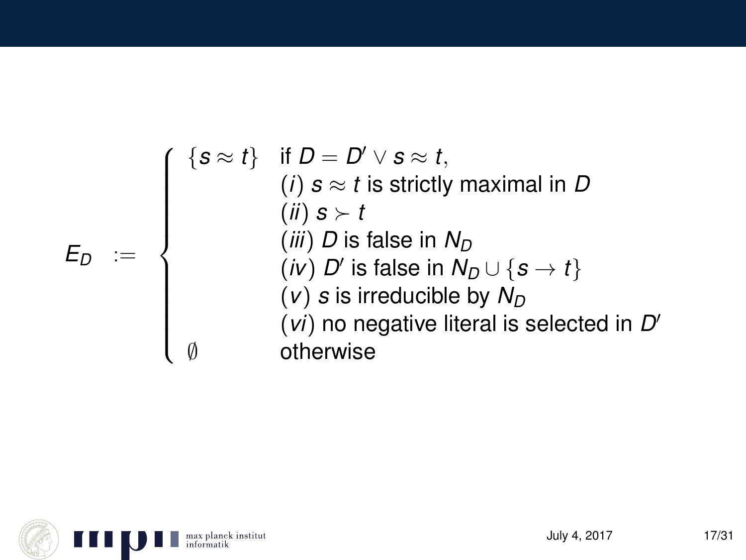$$
E_D \quad := \quad \begin{cases} \{s \approx t\} & \text{if } D = D' \vee s \approx t, \\ & (i)\ s \approx t \text{ is strictly maximal in } D \\ & (ii)\ s \succ t \\ & (iii)\ D \text{ is false in } N_D \\ & (iv)\ D' \text{ is false in } N_D \cup \{s \rightarrow t\} \\ & (v)\ s \text{ is irreducible by } N_D \\ & (vi) \text{ no negative literal is selected in } D' \\ \emptyset & \text{otherwise} \end{cases}
$$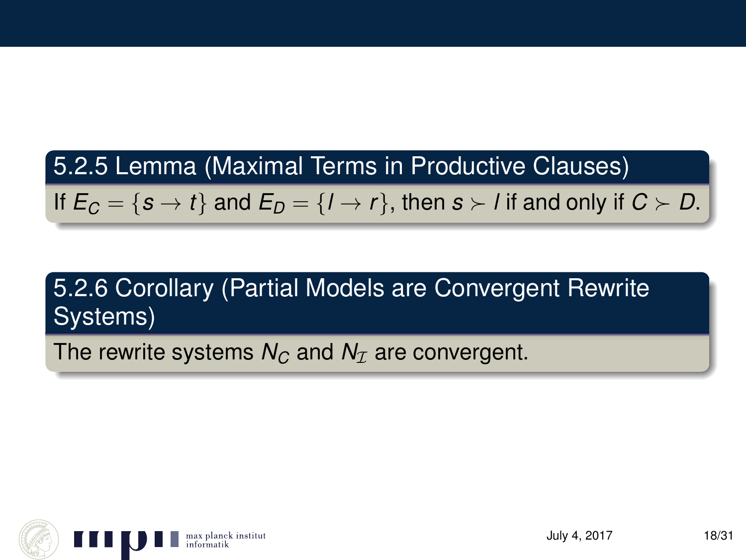### 5.2.5 Lemma (Maximal Terms in Productive Clauses)

If $E_C = \{s \rightarrow t\}$ and $E_D = \{l \rightarrow r\}$, then $s \succ l$ if and only if $C \succ D$.

### 5.2.6 Corollary (Partial Models are Convergent Rewrite Systems)

The rewrite systems $N_C$ and $N_{\mathcal{I}}$ are convergent.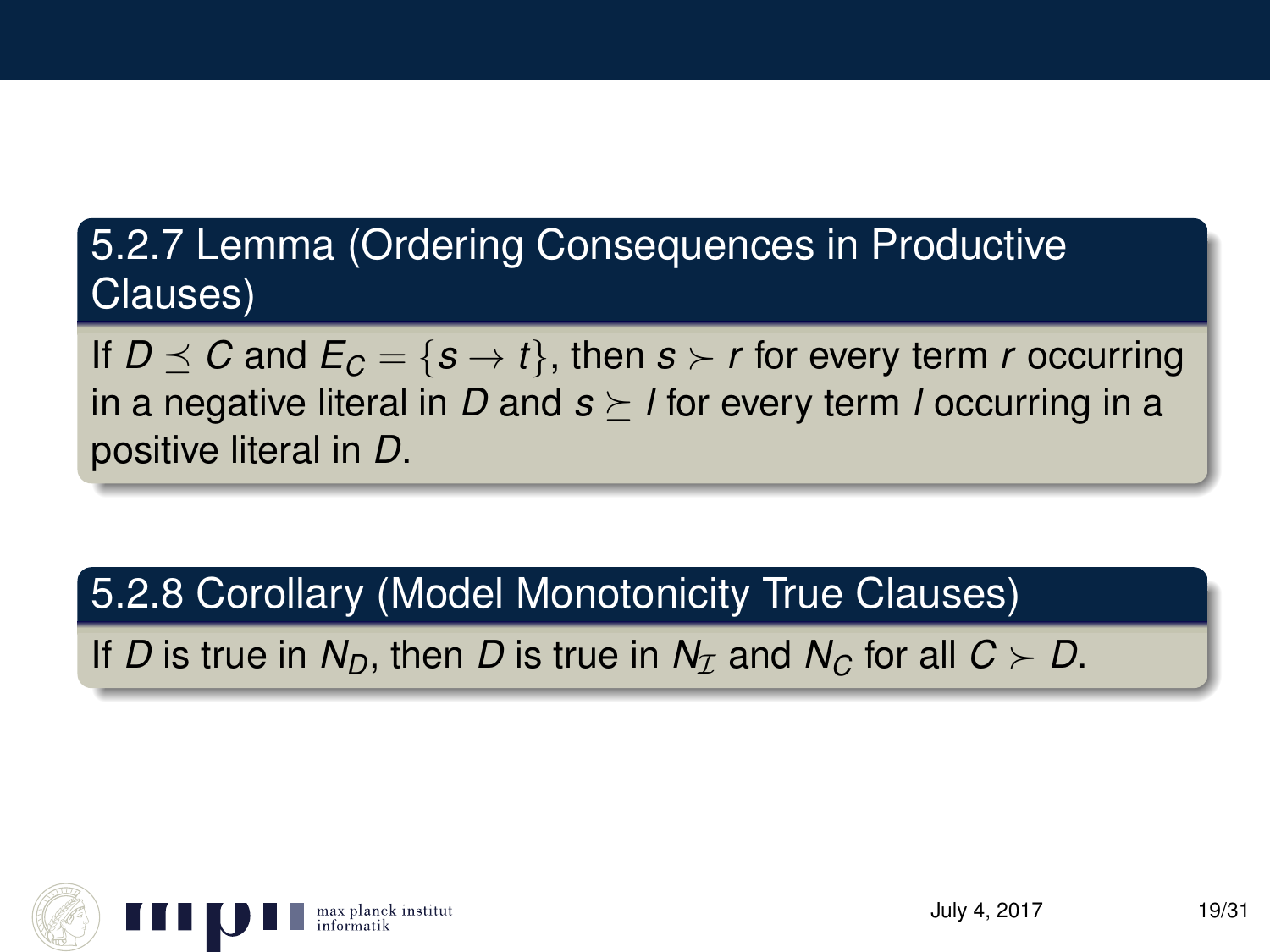### 5.2.7 Lemma (Ordering Consequences in Productive Clauses)

If $D \preceq C$ and $E_C = \{s \rightarrow t\}$, then $s \succ r$ for every term $r$ occurring in a negative literal in $D$ and $s \succeq l$ for every term $l$ occurring in a positive literal in $D$.

### 5.2.8 Corollary (Model Monotonicity True Clauses)

If $D$ is true in $N_D$, then $D$ is true in $N_{\mathcal{I}}$ and $N_C$ for all $C \succ D$.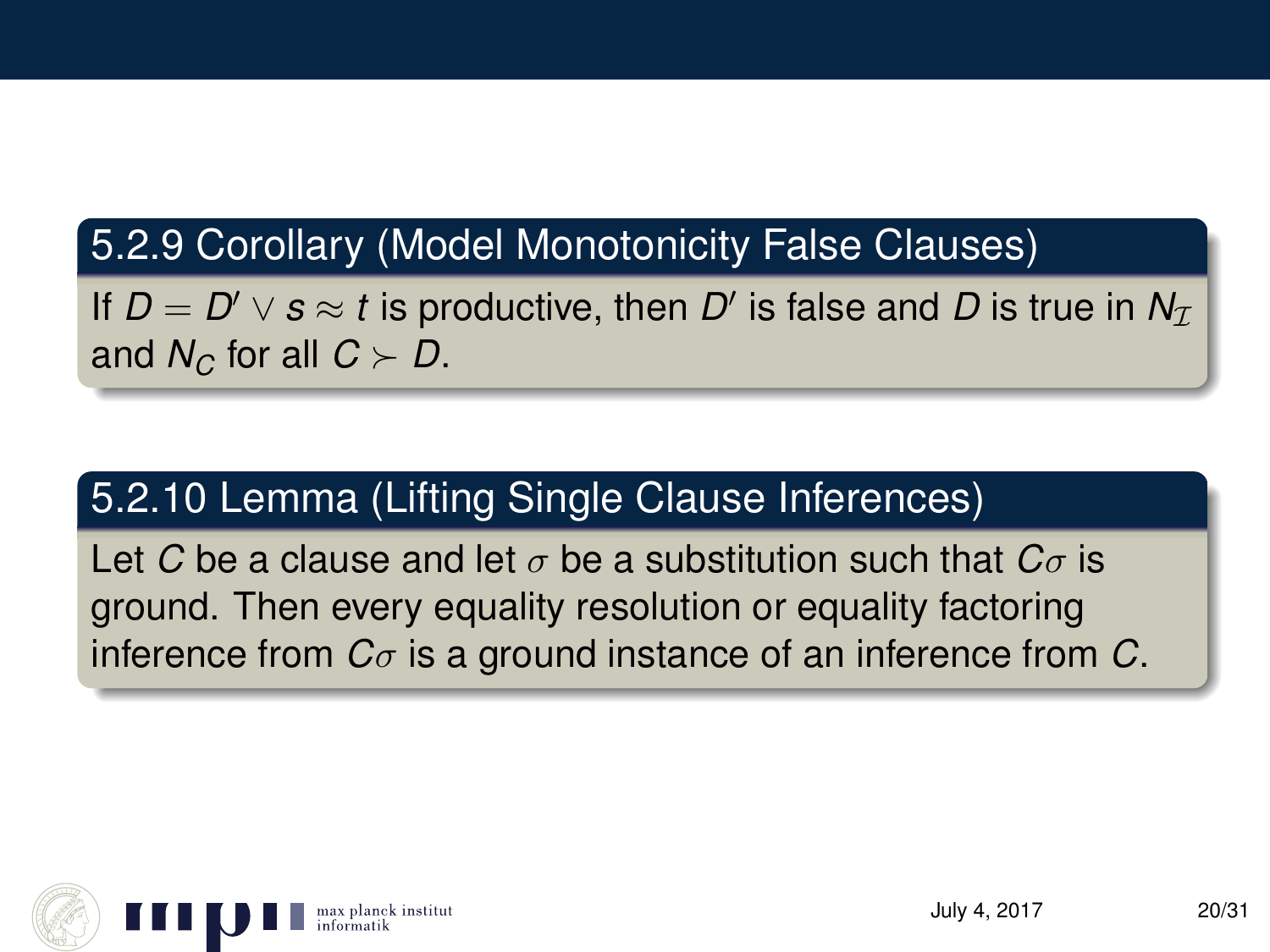### 5.2.9 Corollary (Model Monotonicity False Clauses)

If $D = D' \vee s \approx t$ is productive, then $D'$ is false and $D$ is true in $N_{\mathcal{I}}$ and $N_C$ for all $C \succ D$.

### 5.2.10 Lemma (Lifting Single Clause Inferences)

Let $C$ be a clause and let $\sigma$ be a substitution such that $C\sigma$ is ground. Then every equality resolution or equality factoring inference from $C\sigma$ is a ground instance of an inference from $C$.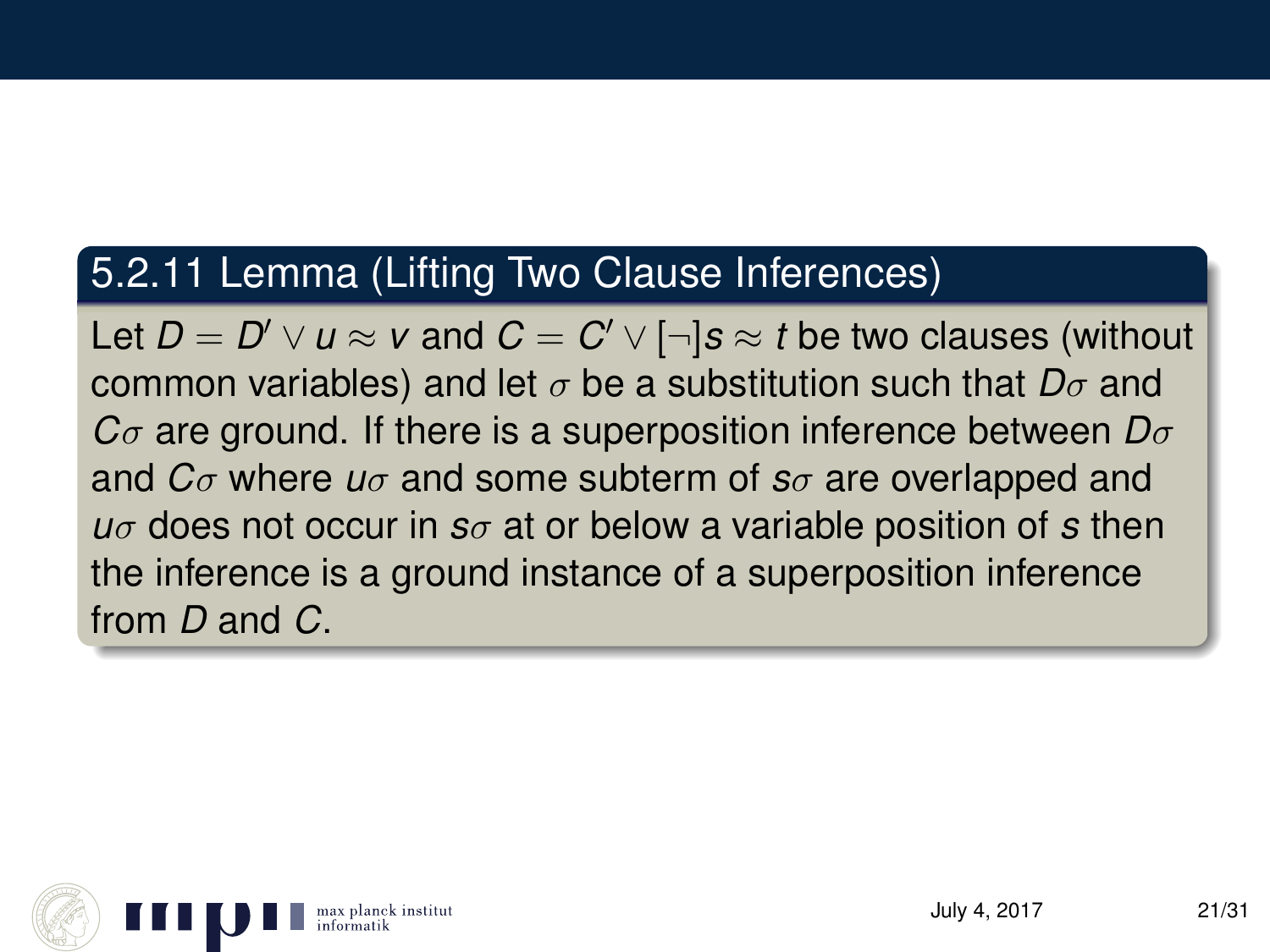### 5.2.11 Lemma (Lifting Two Clause Inferences)

Let $D = D' \vee u \approx v$ and $C = C' \vee [\neg] s \approx t$ be two clauses (without common variables) and let $\sigma$ be a substitution such that $D\sigma$ and $C\sigma$ are ground. If there is a superposition inference between $D\sigma$ and $C\sigma$ where $u\sigma$ and some subterm of $s\sigma$ are overlapped and $u\sigma$ does not occur in $s\sigma$ at or below a variable position of $s$ then the inference is a ground instance of a superposition inference from $D$ and $C$.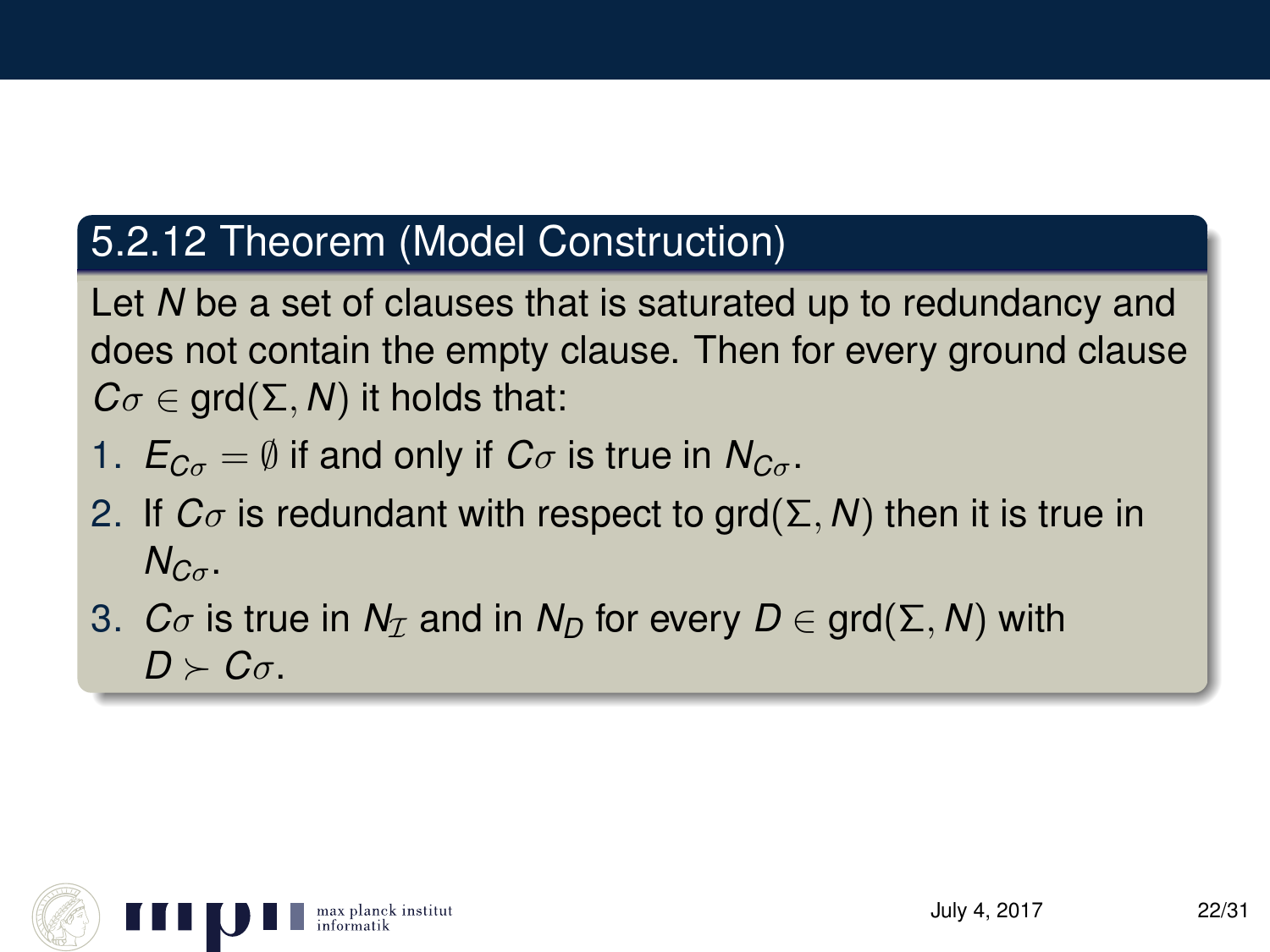## 5.2.12 Theorem (Model Construction)

Let $N$ be a set of clauses that is saturated up to redundancy and does not contain the empty clause. Then for every ground clause $C\sigma \in \operatorname{grd}(\Sigma, N)$ it holds that:

1. $E_{C\sigma} = \emptyset$ if and only if $C\sigma$ is true in $N_{C\sigma}$.
2. If $C\sigma$ is redundant with respect to $\operatorname{grd}(\Sigma, N)$ then it is true in $N_{C\sigma}$.
3. $C\sigma$ is true in $N_{\mathcal{I}}$ and in $N_D$ for every $D \in \operatorname{grd}(\Sigma, N)$ with $D \succ C\sigma$.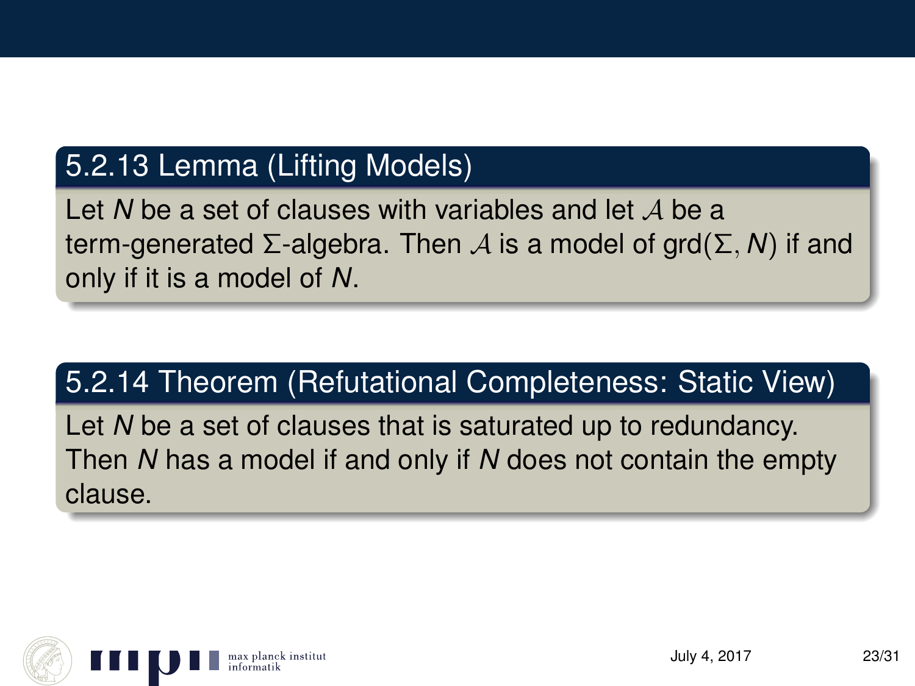### 5.2.13 Lemma (Lifting Models)

Let $N$ be a set of clauses with variables and let $\mathcal{A}$ be a term-generated $\Sigma$-algebra. Then $\mathcal{A}$ is a model of $\text{grd}(\Sigma, N)$ if and only if it is a model of $N$.

### 5.2.14 Theorem (Refutational Completeness: Static View)

Let $N$ be a set of clauses that is saturated up to redundancy. Then $N$ has a model if and only if $N$ does not contain the empty clause.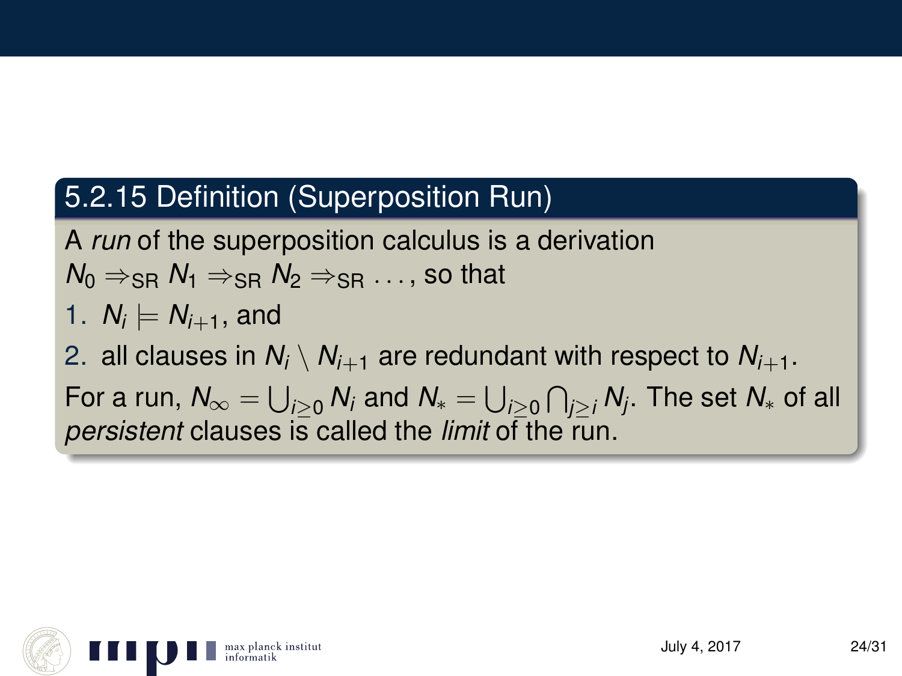### 5.2.15 Definition (Superposition Run)

A *run* of the superposition calculus is a derivation $N_0 \Rightarrow_{\text{SR}} N_1 \Rightarrow_{\text{SR}} N_2 \Rightarrow_{\text{SR}} \ldots$, so that

1. $N_i \models N_{i+1}$, and
2. all clauses in $N_i \setminus N_{i+1}$ are redundant with respect to $N_{i+1}$.

For a run, $N_\infty = \bigcup_{i \geq 0} N_i$ and $N_* = \bigcup_{i \geq 0} \bigcap_{j \geq i} N_j$. The set $N_*$ of all *persistent* clauses is called the *limit* of the run.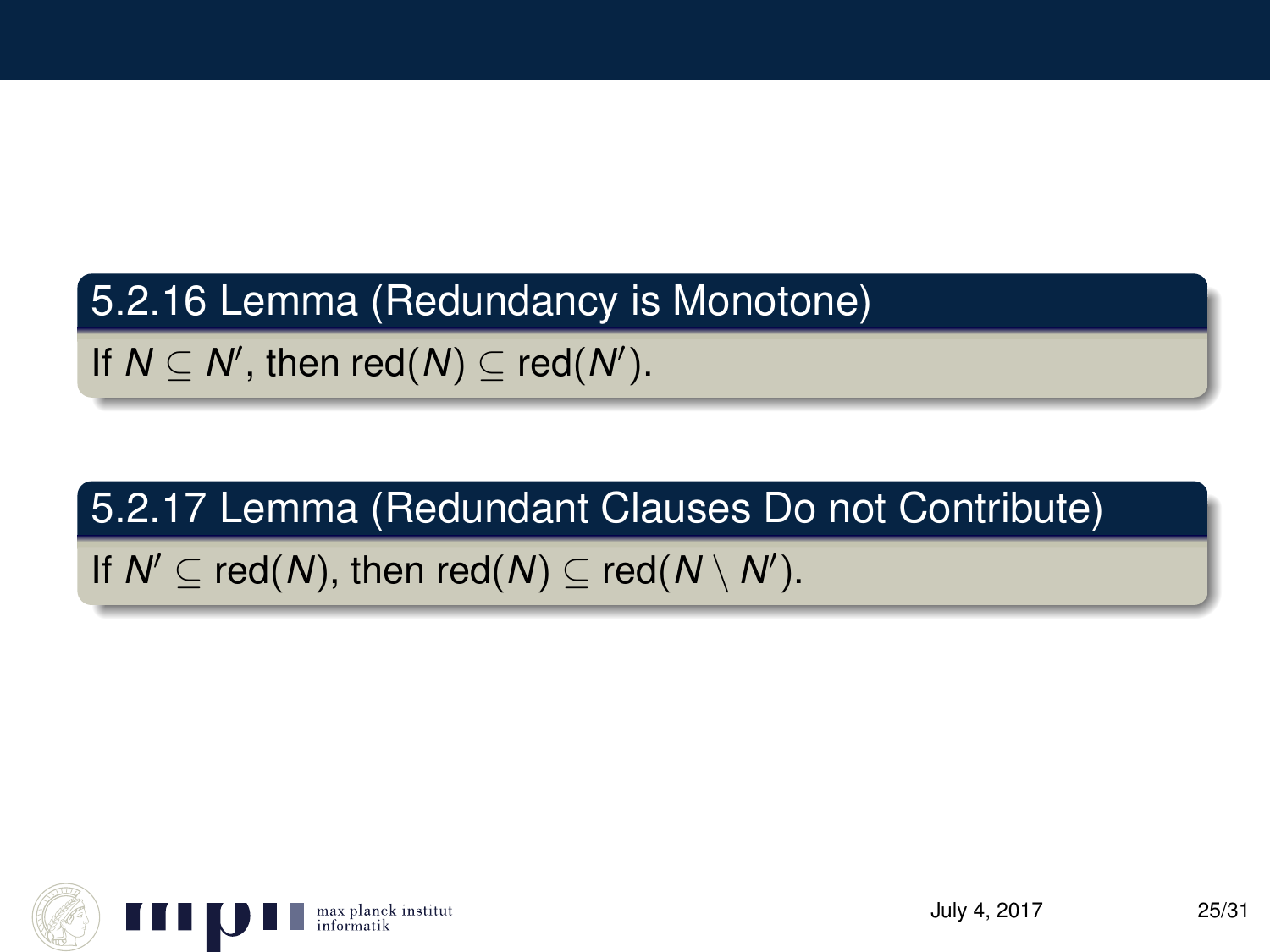### 5.2.16 Lemma (Redundancy is Monotone)

If $N \subseteq N'$, then $\text{red}(N) \subseteq \text{red}(N')$.

### 5.2.17 Lemma (Redundant Clauses Do not Contribute)

If $N' \subseteq \text{red}(N)$, then $\text{red}(N) \subseteq \text{red}(N \setminus N')$.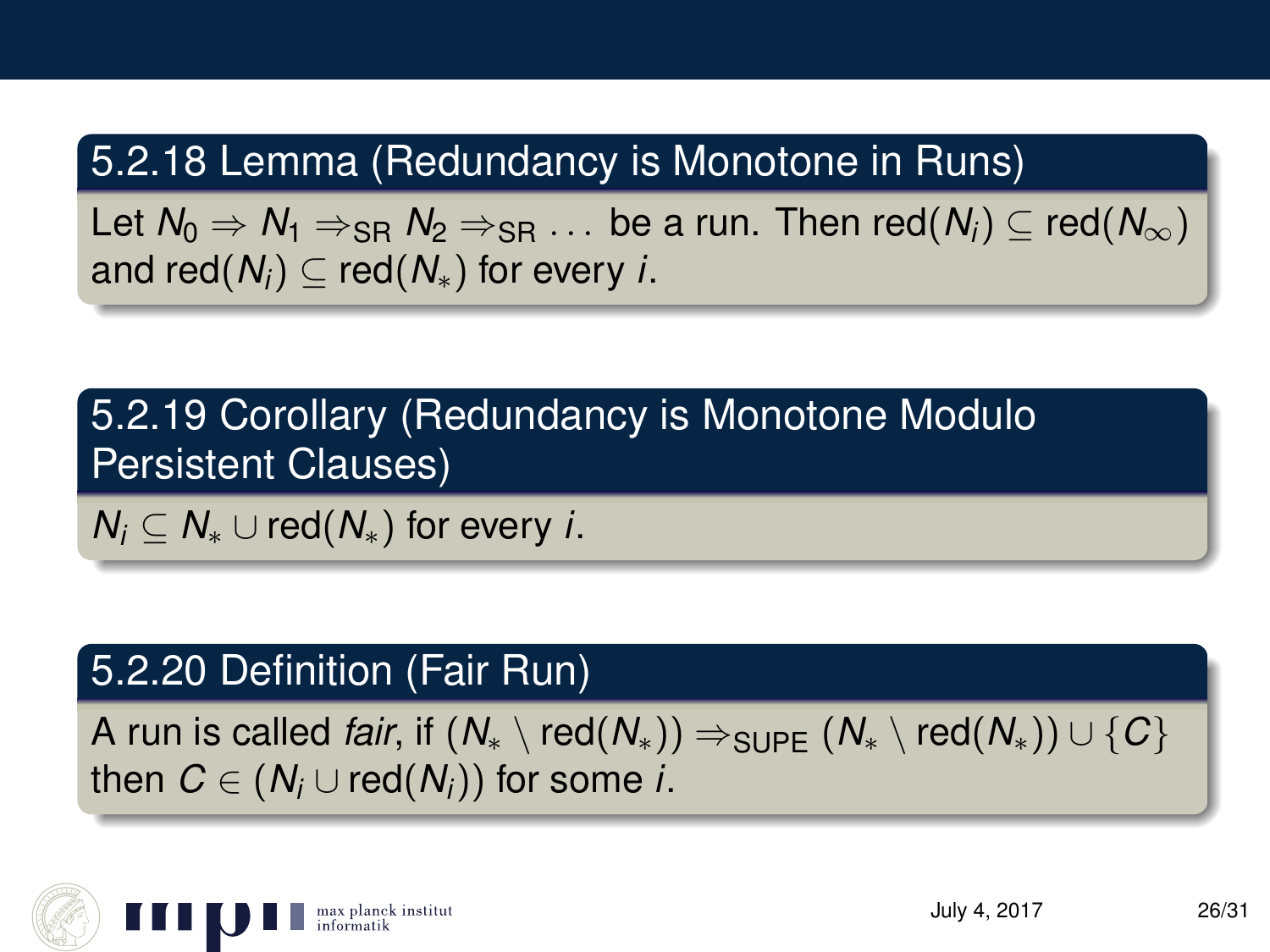### 5.2.18 Lemma (Redundancy is Monotone in Runs)

Let $N_0 \Rightarrow N_1 \Rightarrow_{\text{SR}} N_2 \Rightarrow_{\text{SR}} \ldots$ be a run. Then $\text{red}(N_i) \subseteq \text{red}(N_\infty)$ and $\text{red}(N_i) \subseteq \text{red}(N_*)$ for every $i$.

### 5.2.19 Corollary (Redundancy is Monotone Modulo Persistent Clauses)

$N_i \subseteq N_* \cup \text{red}(N_*)$ for every $i$.

### 5.2.20 Definition (Fair Run)

A run is called *fair*, if $(N_* \setminus \text{red}(N_*)) \Rightarrow_{\text{SUPE}} (N_* \setminus \text{red}(N_*)) \cup \{C\}$ then $C \in (N_i \cup \text{red}(N_i))$ for some $i$.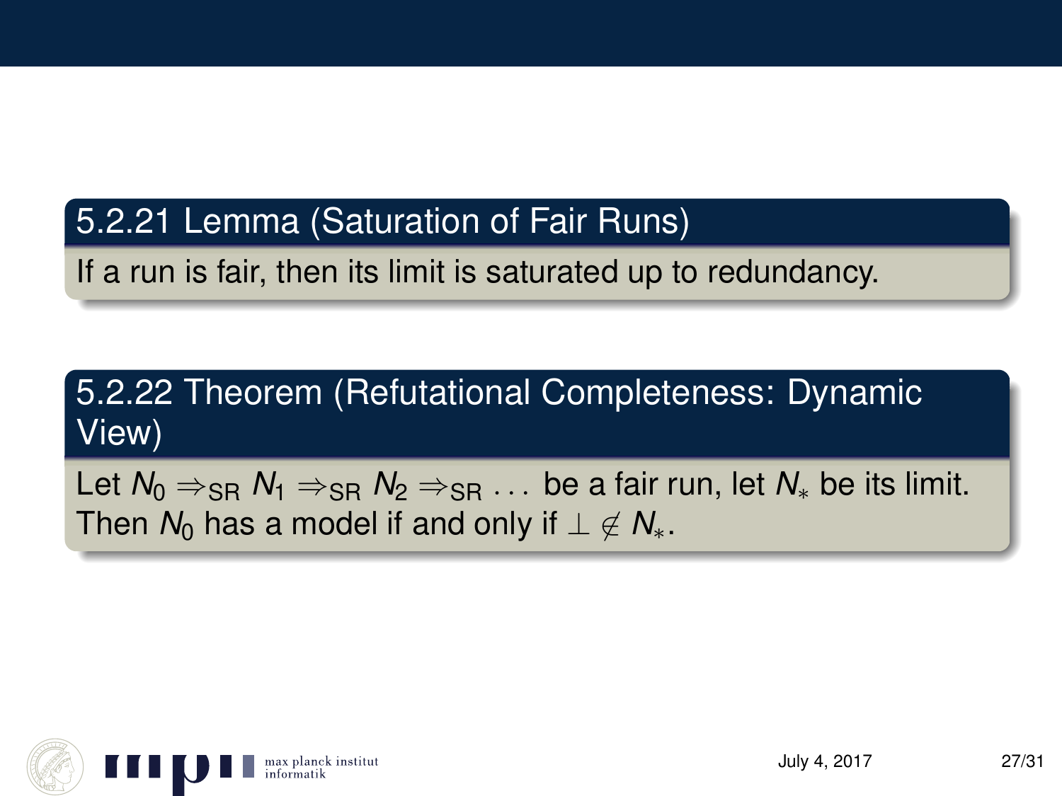### 5.2.21 Lemma (Saturation of Fair Runs)

If a run is fair, then its limit is saturated up to redundancy.

### 5.2.22 Theorem (Refutational Completeness: Dynamic View)

Let $N_0 \Rightarrow_{\text{SR}} N_1 \Rightarrow_{\text{SR}} N_2 \Rightarrow_{\text{SR}} \ldots$ be a fair run, let $N_*$ be its limit. Then $N_0$ has a model if and only if $\bot \notin N_*$.